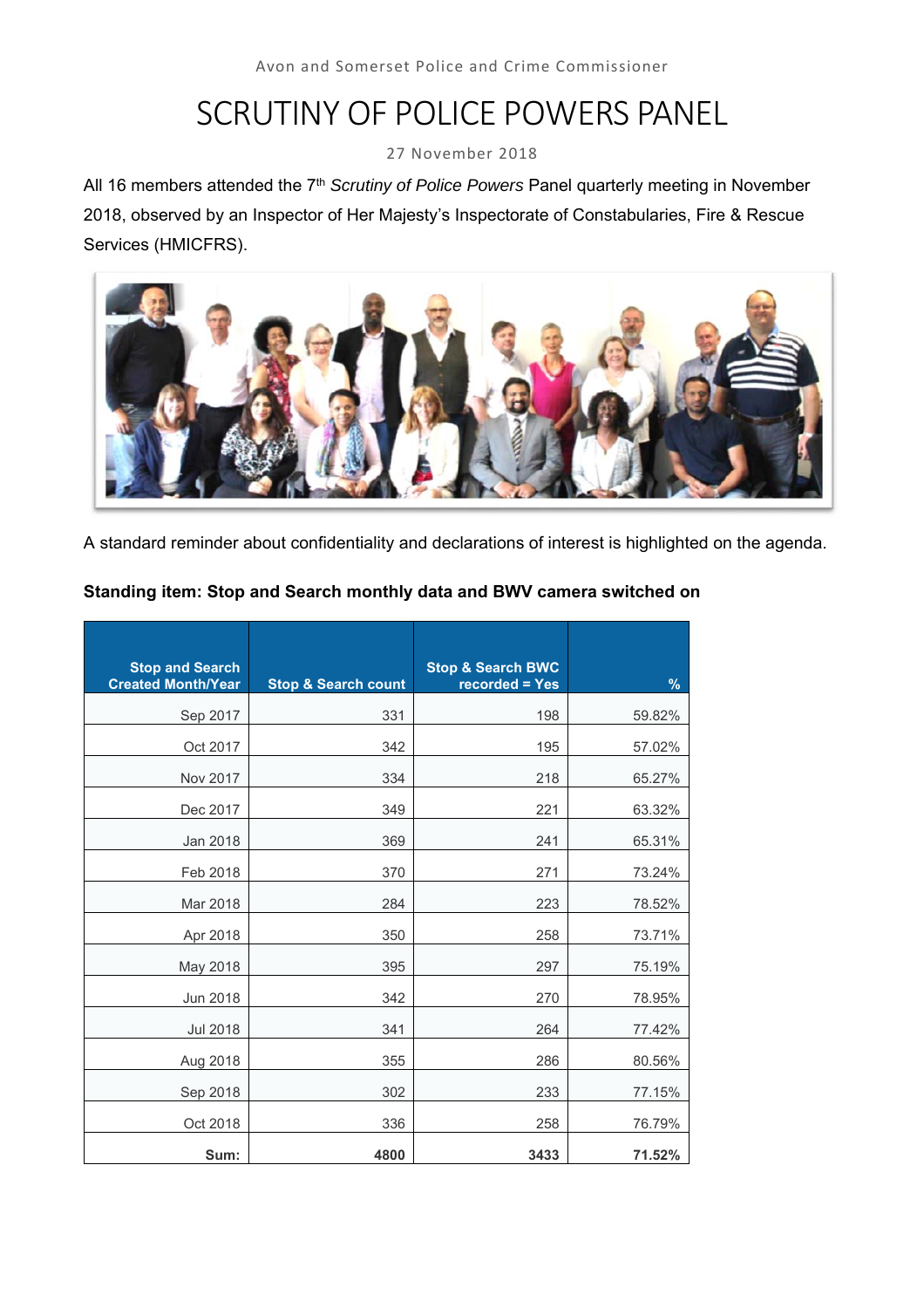Avon and Somerset Police and Crime Commissioner

# SCRUTINY OF POLICE POWERS PANEL

27 November 2018

All 16 members attended the 7th *Scrutiny of Police Powers* Panel quarterly meeting in November 2018, observed by an Inspector of Her Majesty's Inspectorate of Constabularies, Fire & Rescue Services (HMICFRS).

A standard reminder about confidentiality and declarations of interest is highlighted on the agenda.

**Standing item: Stop and Search monthly data and BWV camera switched on**

| Stop and Search Created Month/Year | Stop & Search count | Stop & Search BWC recorded = Yes | % |
|---|---|---|---|
| Sep 2017 | 331 | 198 | 59.82% |
| Oct 2017 | 342 | 195 | 57.02% |
| Nov 2017 | 334 | 218 | 65.27% |
| Dec 2017 | 349 | 221 | 63.32% |
| Jan 2018 | 369 | 241 | 65.31% |
| Feb 2018 | 370 | 271 | 73.24% |
| Mar 2018 | 284 | 223 | 78.52% |
| Apr 2018 | 350 | 258 | 73.71% |
| May 2018 | 395 | 297 | 75.19% |
| Jun 2018 | 342 | 270 | 78.95% |
| Jul 2018 | 341 | 264 | 77.42% |
| Aug 2018 | 355 | 286 | 80.56% |
| Sep 2018 | 302 | 233 | 77.15% |
| Oct 2018 | 336 | 258 | 76.79% |
| **Sum:** | **4800** | **3433** | **71.52%** |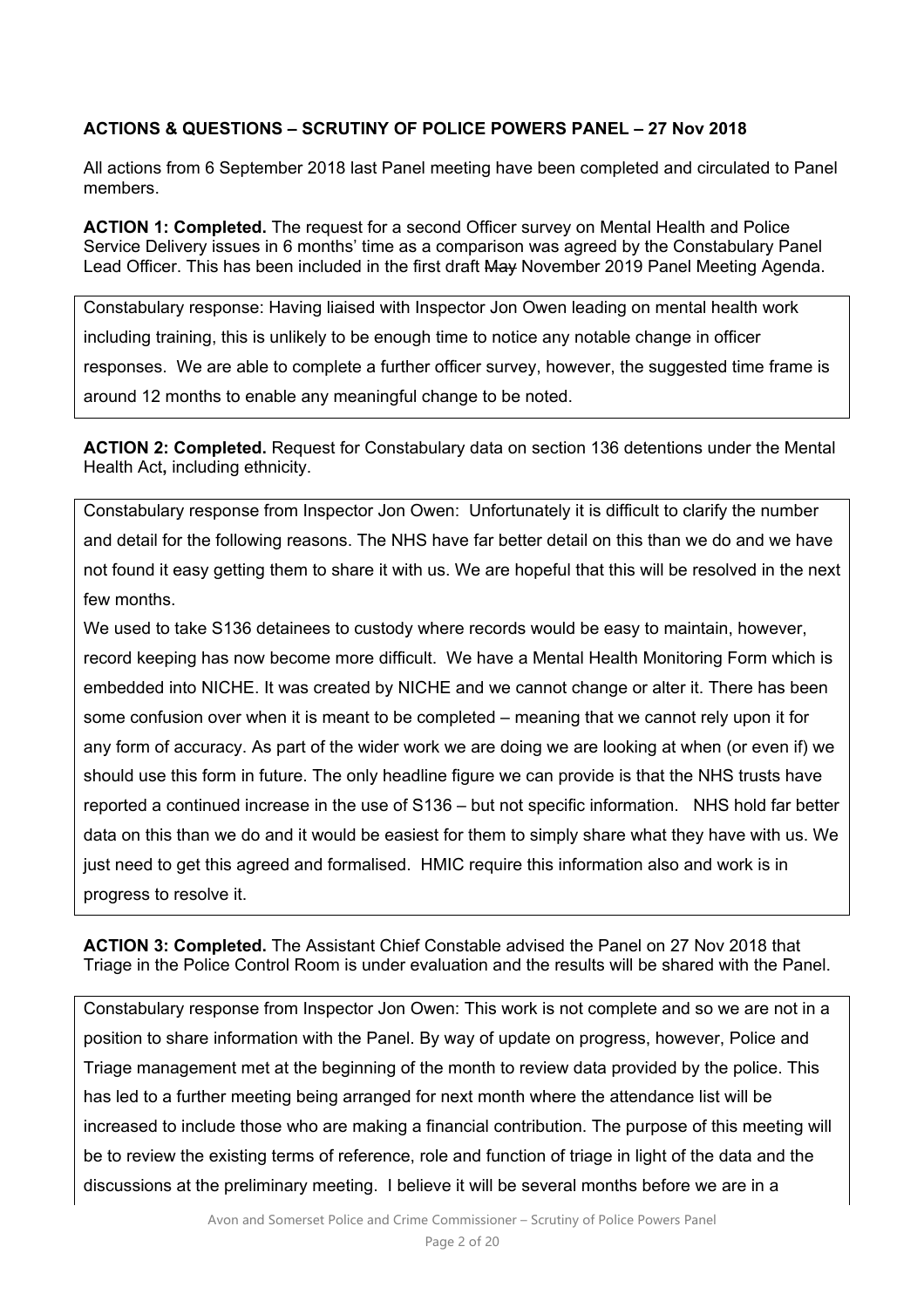**ACTIONS & QUESTIONS – SCRUTINY OF POLICE POWERS PANEL – 27 Nov 2018**

All actions from 6 September 2018 last Panel meeting have been completed and circulated to Panel members.

**ACTION 1: Completed.** The request for a second Officer survey on Mental Health and Police Service Delivery issues in 6 months' time as a comparison was agreed by the Constabulary Panel Lead Officer. This has been included in the first draft ~~May~~ November 2019 Panel Meeting Agenda.

> Constabulary response: Having liaised with Inspector Jon Owen leading on mental health work including training, this is unlikely to be enough time to notice any notable change in officer responses. We are able to complete a further officer survey, however, the suggested time frame is around 12 months to enable any meaningful change to be noted.

**ACTION 2: Completed.** Request for Constabulary data on section 136 detentions under the Mental Health Act**,** including ethnicity.

> Constabulary response from Inspector Jon Owen: Unfortunately it is difficult to clarify the number and detail for the following reasons. The NHS have far better detail on this than we do and we have not found it easy getting them to share it with us. We are hopeful that this will be resolved in the next few months.
>
> We used to take S136 detainees to custody where records would be easy to maintain, however, record keeping has now become more difficult. We have a Mental Health Monitoring Form which is embedded into NICHE. It was created by NICHE and we cannot change or alter it. There has been some confusion over when it is meant to be completed – meaning that we cannot rely upon it for any form of accuracy. As part of the wider work we are doing we are looking at when (or even if) we should use this form in future. The only headline figure we can provide is that the NHS trusts have reported a continued increase in the use of S136 – but not specific information. NHS hold far better data on this than we do and it would be easiest for them to simply share what they have with us. We just need to get this agreed and formalised. HMIC require this information also and work is in progress to resolve it.

**ACTION 3: Completed.** The Assistant Chief Constable advised the Panel on 27 Nov 2018 that Triage in the Police Control Room is under evaluation and the results will be shared with the Panel.

> Constabulary response from Inspector Jon Owen: This work is not complete and so we are not in a position to share information with the Panel. By way of update on progress, however, Police and Triage management met at the beginning of the month to review data provided by the police. This has led to a further meeting being arranged for next month where the attendance list will be increased to include those who are making a financial contribution. The purpose of this meeting will be to review the existing terms of reference, role and function of triage in light of the data and the discussions at the preliminary meeting. I believe it will be several months before we are in a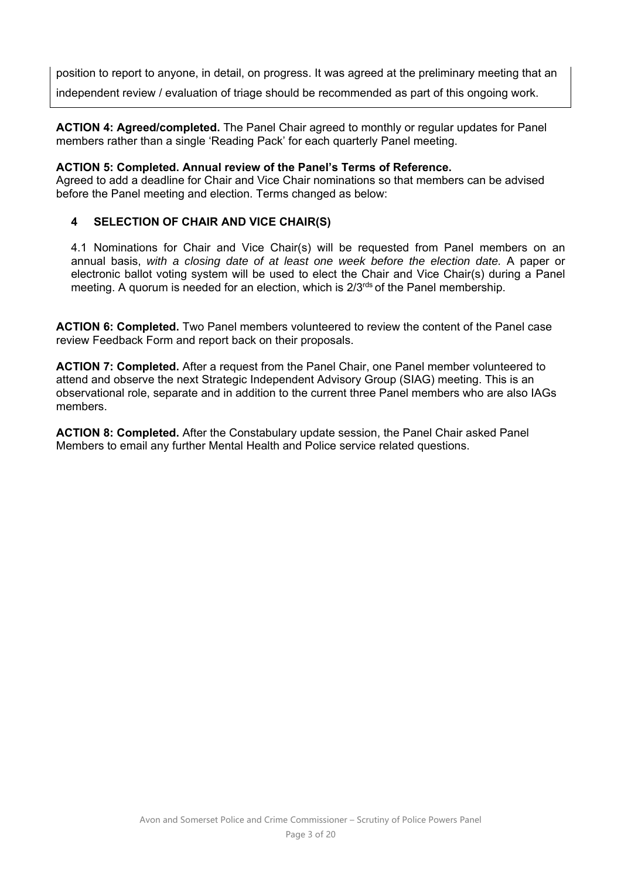position to report to anyone, in detail, on progress. It was agreed at the preliminary meeting that an independent review / evaluation of triage should be recommended as part of this ongoing work.

**ACTION 4: Agreed/completed.** The Panel Chair agreed to monthly or regular updates for Panel members rather than a single 'Reading Pack' for each quarterly Panel meeting.

**ACTION 5: Completed. Annual review of the Panel's Terms of Reference.**
Agreed to add a deadline for Chair and Vice Chair nominations so that members can be advised before the Panel meeting and election. Terms changed as below:

**4 SELECTION OF CHAIR AND VICE CHAIR(S)**

4.1 Nominations for Chair and Vice Chair(s) will be requested from Panel members on an annual basis, *with a closing date of at least one week before the election date.* A paper or electronic ballot voting system will be used to elect the Chair and Vice Chair(s) during a Panel meeting. A quorum is needed for an election, which is 2/3rds of the Panel membership.

**ACTION 6: Completed.** Two Panel members volunteered to review the content of the Panel case review Feedback Form and report back on their proposals.

**ACTION 7: Completed.** After a request from the Panel Chair, one Panel member volunteered to attend and observe the next Strategic Independent Advisory Group (SIAG) meeting. This is an observational role, separate and in addition to the current three Panel members who are also IAGs members.

**ACTION 8: Completed.** After the Constabulary update session, the Panel Chair asked Panel Members to email any further Mental Health and Police service related questions.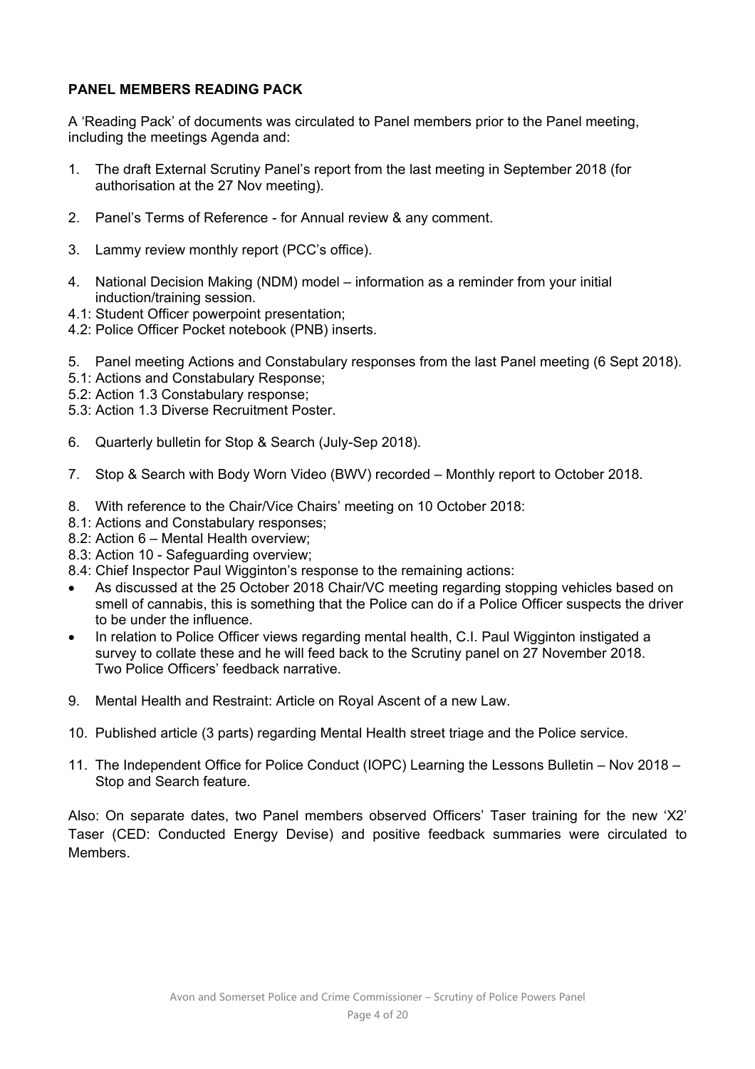**PANEL MEMBERS READING PACK**

A 'Reading Pack' of documents was circulated to Panel members prior to the Panel meeting, including the meetings Agenda and:

1. The draft External Scrutiny Panel's report from the last meeting in September 2018 (for authorisation at the 27 Nov meeting).

2. Panel's Terms of Reference - for Annual review & any comment.

3. Lammy review monthly report (PCC's office).

4. National Decision Making (NDM) model – information as a reminder from your initial induction/training session.

4.1: Student Officer powerpoint presentation;

4.2: Police Officer Pocket notebook (PNB) inserts.

5. Panel meeting Actions and Constabulary responses from the last Panel meeting (6 Sept 2018).

5.1: Actions and Constabulary Response;

5.2: Action 1.3 Constabulary response;

5.3: Action 1.3 Diverse Recruitment Poster.

6. Quarterly bulletin for Stop & Search (July-Sep 2018).

7. Stop & Search with Body Worn Video (BWV) recorded – Monthly report to October 2018.

8. With reference to the Chair/Vice Chairs' meeting on 10 October 2018:

8.1: Actions and Constabulary responses;

8.2: Action 6 – Mental Health overview;

8.3: Action 10 - Safeguarding overview;

8.4: Chief Inspector Paul Wigginton's response to the remaining actions:

- As discussed at the 25 October 2018 Chair/VC meeting regarding stopping vehicles based on smell of cannabis, this is something that the Police can do if a Police Officer suspects the driver to be under the influence.
- In relation to Police Officer views regarding mental health, C.I. Paul Wigginton instigated a survey to collate these and he will feed back to the Scrutiny panel on 27 November 2018. Two Police Officers' feedback narrative.

9. Mental Health and Restraint: Article on Royal Ascent of a new Law.

10. Published article (3 parts) regarding Mental Health street triage and the Police service.

11. The Independent Office for Police Conduct (IOPC) Learning the Lessons Bulletin – Nov 2018 – Stop and Search feature.

Also: On separate dates, two Panel members observed Officers' Taser training for the new 'X2' Taser (CED: Conducted Energy Devise) and positive feedback summaries were circulated to Members.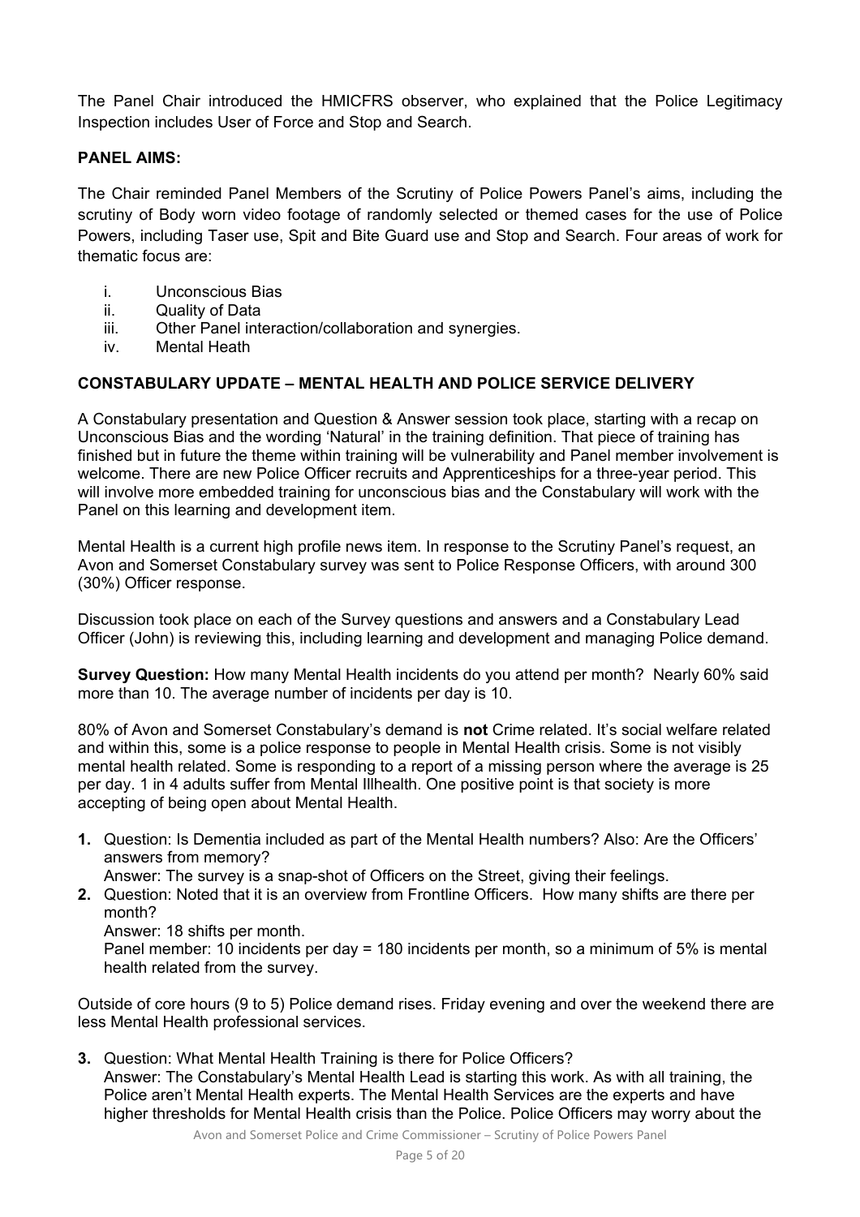The Panel Chair introduced the HMICFRS observer, who explained that the Police Legitimacy Inspection includes User of Force and Stop and Search.

**PANEL AIMS:**

The Chair reminded Panel Members of the Scrutiny of Police Powers Panel's aims, including the scrutiny of Body worn video footage of randomly selected or themed cases for the use of Police Powers, including Taser use, Spit and Bite Guard use and Stop and Search. Four areas of work for thematic focus are:

i. Unconscious Bias
ii. Quality of Data
iii. Other Panel interaction/collaboration and synergies.
iv. Mental Heath

**CONSTABULARY UPDATE – MENTAL HEALTH AND POLICE SERVICE DELIVERY**

A Constabulary presentation and Question & Answer session took place, starting with a recap on Unconscious Bias and the wording 'Natural' in the training definition. That piece of training has finished but in future the theme within training will be vulnerability and Panel member involvement is welcome. There are new Police Officer recruits and Apprenticeships for a three-year period. This will involve more embedded training for unconscious bias and the Constabulary will work with the Panel on this learning and development item.

Mental Health is a current high profile news item. In response to the Scrutiny Panel's request, an Avon and Somerset Constabulary survey was sent to Police Response Officers, with around 300 (30%) Officer response.

Discussion took place on each of the Survey questions and answers and a Constabulary Lead Officer (John) is reviewing this, including learning and development and managing Police demand.

**Survey Question:** How many Mental Health incidents do you attend per month? Nearly 60% said more than 10. The average number of incidents per day is 10.

80% of Avon and Somerset Constabulary's demand is **not** Crime related. It's social welfare related and within this, some is a police response to people in Mental Health crisis. Some is not visibly mental health related. Some is responding to a report of a missing person where the average is 25 per day. 1 in 4 adults suffer from Mental Illhealth. One positive point is that society is more accepting of being open about Mental Health.

1. Question: Is Dementia included as part of the Mental Health numbers? Also: Are the Officers' answers from memory?
   Answer: The survey is a snap-shot of Officers on the Street, giving their feelings.
2. Question: Noted that it is an overview from Frontline Officers. How many shifts are there per month?
   Answer: 18 shifts per month.
   Panel member: 10 incidents per day = 180 incidents per month, so a minimum of 5% is mental health related from the survey.

Outside of core hours (9 to 5) Police demand rises. Friday evening and over the weekend there are less Mental Health professional services.

3. Question: What Mental Health Training is there for Police Officers?
   Answer: The Constabulary's Mental Health Lead is starting this work. As with all training, the Police aren't Mental Health experts. The Mental Health Services are the experts and have higher thresholds for Mental Health crisis than the Police. Police Officers may worry about the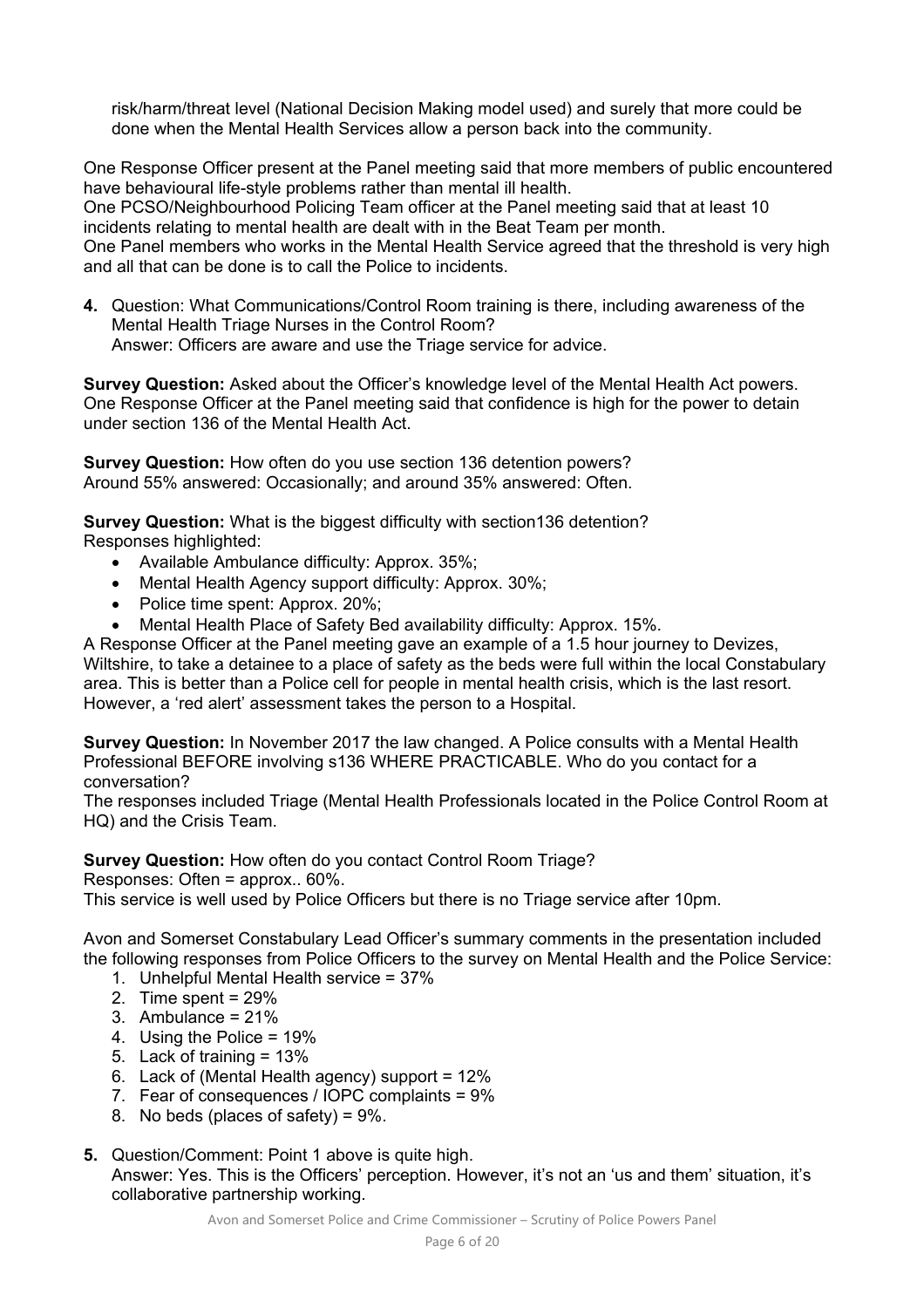risk/harm/threat level (National Decision Making model used) and surely that more could be done when the Mental Health Services allow a person back into the community.

One Response Officer present at the Panel meeting said that more members of public encountered have behavioural life-style problems rather than mental ill health.
One PCSO/Neighbourhood Policing Team officer at the Panel meeting said that at least 10 incidents relating to mental health are dealt with in the Beat Team per month.
One Panel members who works in the Mental Health Service agreed that the threshold is very high and all that can be done is to call the Police to incidents.

4. Question: What Communications/Control Room training is there, including awareness of the Mental Health Triage Nurses in the Control Room?
   Answer: Officers are aware and use the Triage service for advice.

**Survey Question:** Asked about the Officer's knowledge level of the Mental Health Act powers.
One Response Officer at the Panel meeting said that confidence is high for the power to detain under section 136 of the Mental Health Act.

**Survey Question:** How often do you use section 136 detention powers?
Around 55% answered: Occasionally; and around 35% answered: Often.

**Survey Question:** What is the biggest difficulty with section136 detention?
Responses highlighted:

- Available Ambulance difficulty: Approx. 35%;
- Mental Health Agency support difficulty: Approx. 30%;
- Police time spent: Approx. 20%;
- Mental Health Place of Safety Bed availability difficulty: Approx. 15%.

A Response Officer at the Panel meeting gave an example of a 1.5 hour journey to Devizes, Wiltshire, to take a detainee to a place of safety as the beds were full within the local Constabulary area. This is better than a Police cell for people in mental health crisis, which is the last resort. However, a 'red alert' assessment takes the person to a Hospital.

**Survey Question:** In November 2017 the law changed. A Police consults with a Mental Health Professional BEFORE involving s136 WHERE PRACTICABLE. Who do you contact for a conversation?
The responses included Triage (Mental Health Professionals located in the Police Control Room at HQ) and the Crisis Team.

**Survey Question:** How often do you contact Control Room Triage?
Responses: Often = approx.. 60%.
This service is well used by Police Officers but there is no Triage service after 10pm.

Avon and Somerset Constabulary Lead Officer's summary comments in the presentation included the following responses from Police Officers to the survey on Mental Health and the Police Service:

1. Unhelpful Mental Health service = 37%
2. Time spent = 29%
3. Ambulance = 21%
4. Using the Police = 19%
5. Lack of training = 13%
6. Lack of (Mental Health agency) support = 12%
7. Fear of consequences / IOPC complaints = 9%
8. No beds (places of safety) = 9%.

5. Question/Comment: Point 1 above is quite high.
   Answer: Yes. This is the Officers' perception. However, it's not an 'us and them' situation, it's collaborative partnership working.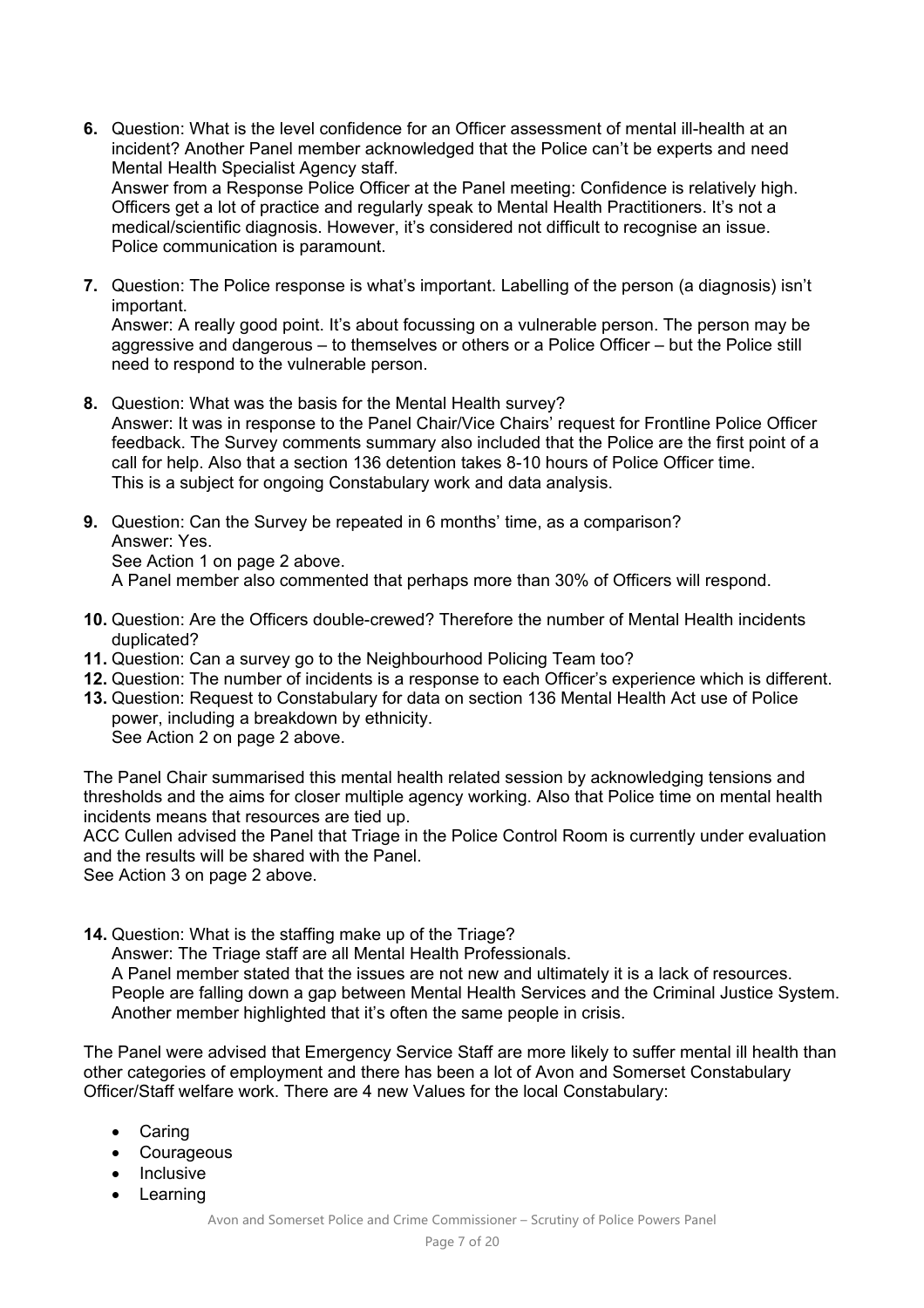6. Question: What is the level confidence for an Officer assessment of mental ill-health at an incident? Another Panel member acknowledged that the Police can't be experts and need Mental Health Specialist Agency staff.
   Answer from a Response Police Officer at the Panel meeting: Confidence is relatively high. Officers get a lot of practice and regularly speak to Mental Health Practitioners. It's not a medical/scientific diagnosis. However, it's considered not difficult to recognise an issue. Police communication is paramount.

7. Question: The Police response is what's important. Labelling of the person (a diagnosis) isn't important.
   Answer: A really good point. It's about focussing on a vulnerable person. The person may be aggressive and dangerous – to themselves or others or a Police Officer – but the Police still need to respond to the vulnerable person.

8. Question: What was the basis for the Mental Health survey?
   Answer: It was in response to the Panel Chair/Vice Chairs' request for Frontline Police Officer feedback. The Survey comments summary also included that the Police are the first point of a call for help. Also that a section 136 detention takes 8-10 hours of Police Officer time.
   This is a subject for ongoing Constabulary work and data analysis.

9. Question: Can the Survey be repeated in 6 months' time, as a comparison?
   Answer: Yes.
   See Action 1 on page 2 above.
   A Panel member also commented that perhaps more than 30% of Officers will respond.

10. Question: Are the Officers double-crewed? Therefore the number of Mental Health incidents duplicated?
11. Question: Can a survey go to the Neighbourhood Policing Team too?
12. Question: The number of incidents is a response to each Officer's experience which is different.
13. Question: Request to Constabulary for data on section 136 Mental Health Act use of Police power, including a breakdown by ethnicity.
    See Action 2 on page 2 above.

The Panel Chair summarised this mental health related session by acknowledging tensions and thresholds and the aims for closer multiple agency working. Also that Police time on mental health incidents means that resources are tied up.
ACC Cullen advised the Panel that Triage in the Police Control Room is currently under evaluation and the results will be shared with the Panel.
See Action 3 on page 2 above.

14. Question: What is the staffing make up of the Triage?
    Answer: The Triage staff are all Mental Health Professionals.
    A Panel member stated that the issues are not new and ultimately it is a lack of resources. People are falling down a gap between Mental Health Services and the Criminal Justice System. Another member highlighted that it's often the same people in crisis.

The Panel were advised that Emergency Service Staff are more likely to suffer mental ill health than other categories of employment and there has been a lot of Avon and Somerset Constabulary Officer/Staff welfare work. There are 4 new Values for the local Constabulary:

- Caring
- Courageous
- Inclusive
- Learning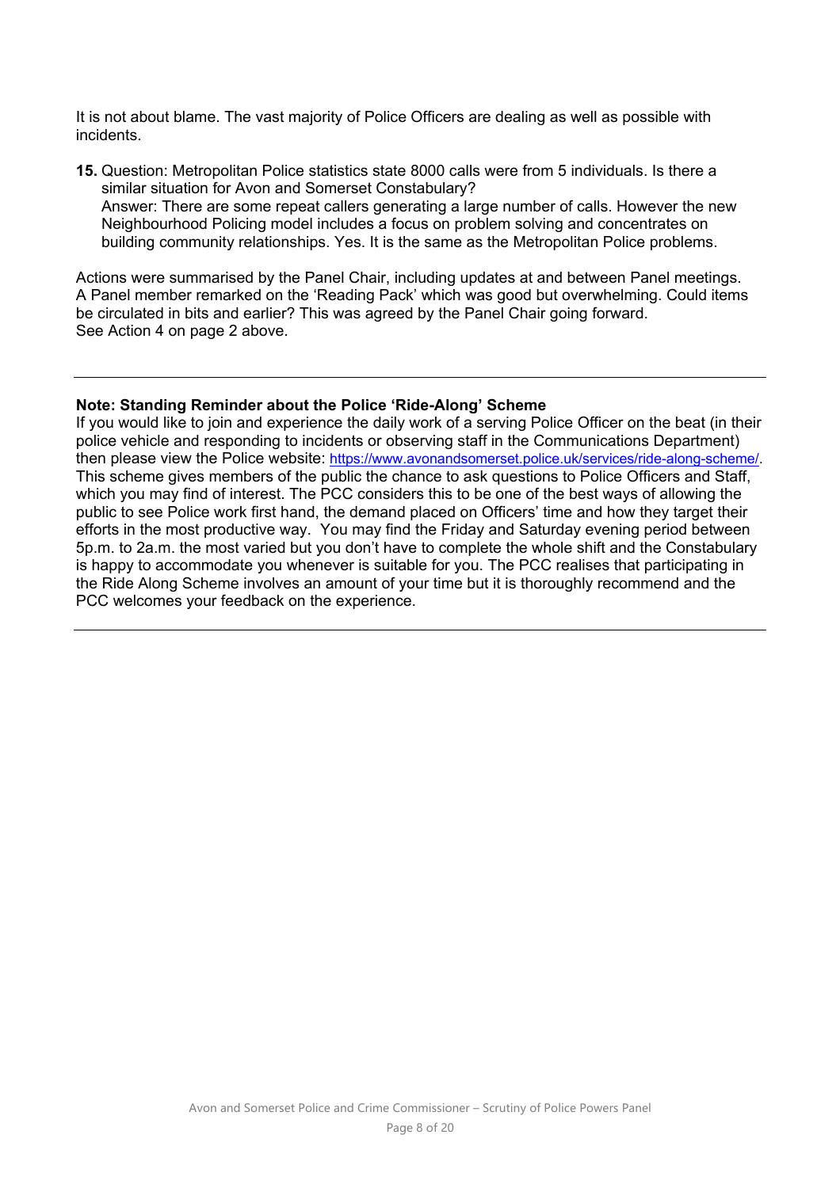It is not about blame. The vast majority of Police Officers are dealing as well as possible with incidents.

**15.** Question: Metropolitan Police statistics state 8000 calls were from 5 individuals. Is there a similar situation for Avon and Somerset Constabulary?
Answer: There are some repeat callers generating a large number of calls. However the new Neighbourhood Policing model includes a focus on problem solving and concentrates on building community relationships. Yes. It is the same as the Metropolitan Police problems.

Actions were summarised by the Panel Chair, including updates at and between Panel meetings. A Panel member remarked on the 'Reading Pack' which was good but overwhelming. Could items be circulated in bits and earlier? This was agreed by the Panel Chair going forward. See Action 4 on page 2 above.

---

**Note: Standing Reminder about the Police 'Ride-Along' Scheme**
If you would like to join and experience the daily work of a serving Police Officer on the beat (in their police vehicle and responding to incidents or observing staff in the Communications Department) then please view the Police website: https://www.avonandsomerset.police.uk/services/ride-along-scheme/. This scheme gives members of the public the chance to ask questions to Police Officers and Staff, which you may find of interest. The PCC considers this to be one of the best ways of allowing the public to see Police work first hand, the demand placed on Officers' time and how they target their efforts in the most productive way. You may find the Friday and Saturday evening period between 5p.m. to 2a.m. the most varied but you don't have to complete the whole shift and the Constabulary is happy to accommodate you whenever is suitable for you. The PCC realises that participating in the Ride Along Scheme involves an amount of your time but it is thoroughly recommend and the PCC welcomes your feedback on the experience.

---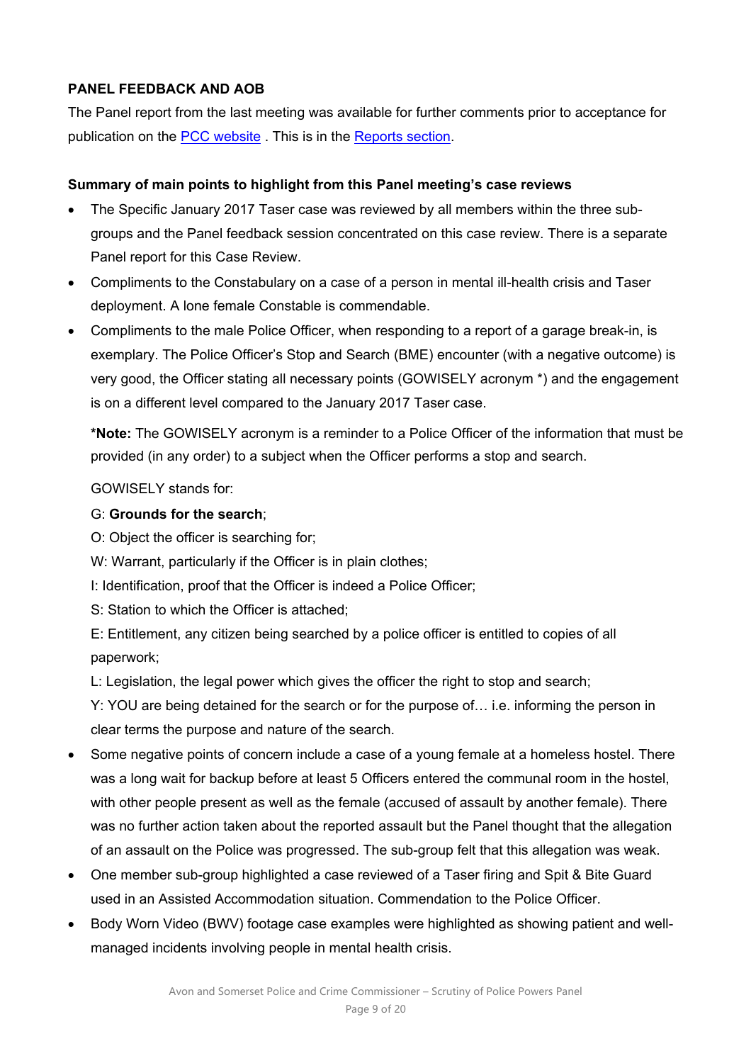## PANEL FEEDBACK AND AOB

The Panel report from the last meeting was available for further comments prior to acceptance for publication on the [PCC website](#) . This is in the [Reports section](#).

### Summary of main points to highlight from this Panel meeting's case reviews

- The Specific January 2017 Taser case was reviewed by all members within the three sub-groups and the Panel feedback session concentrated on this case review. There is a separate Panel report for this Case Review.
- Compliments to the Constabulary on a case of a person in mental ill-health crisis and Taser deployment. A lone female Constable is commendable.
- Compliments to the male Police Officer, when responding to a report of a garage break-in, is exemplary. The Police Officer's Stop and Search (BME) encounter (with a negative outcome) is very good, the Officer stating all necessary points (GOWISELY acronym *) and the engagement is on a different level compared to the January 2017 Taser case.

  ***Note:** The GOWISELY acronym is a reminder to a Police Officer of the information that must be provided (in any order) to a subject when the Officer performs a stop and search.

  GOWISELY stands for:

  G: **Grounds for the search**;
  O: Object the officer is searching for;
  W: Warrant, particularly if the Officer is in plain clothes;
  I: Identification, proof that the Officer is indeed a Police Officer;
  S: Station to which the Officer is attached;
  E: Entitlement, any citizen being searched by a police officer is entitled to copies of all paperwork;
  L: Legislation, the legal power which gives the officer the right to stop and search;
  Y: YOU are being detained for the search or for the purpose of… i.e. informing the person in clear terms the purpose and nature of the search.

- Some negative points of concern include a case of a young female at a homeless hostel. There was a long wait for backup before at least 5 Officers entered the communal room in the hostel, with other people present as well as the female (accused of assault by another female). There was no further action taken about the reported assault but the Panel thought that the allegation of an assault on the Police was progressed. The sub-group felt that this allegation was weak.
- One member sub-group highlighted a case reviewed of a Taser firing and Spit & Bite Guard used in an Assisted Accommodation situation. Commendation to the Police Officer.
- Body Worn Video (BWV) footage case examples were highlighted as showing patient and well-managed incidents involving people in mental health crisis.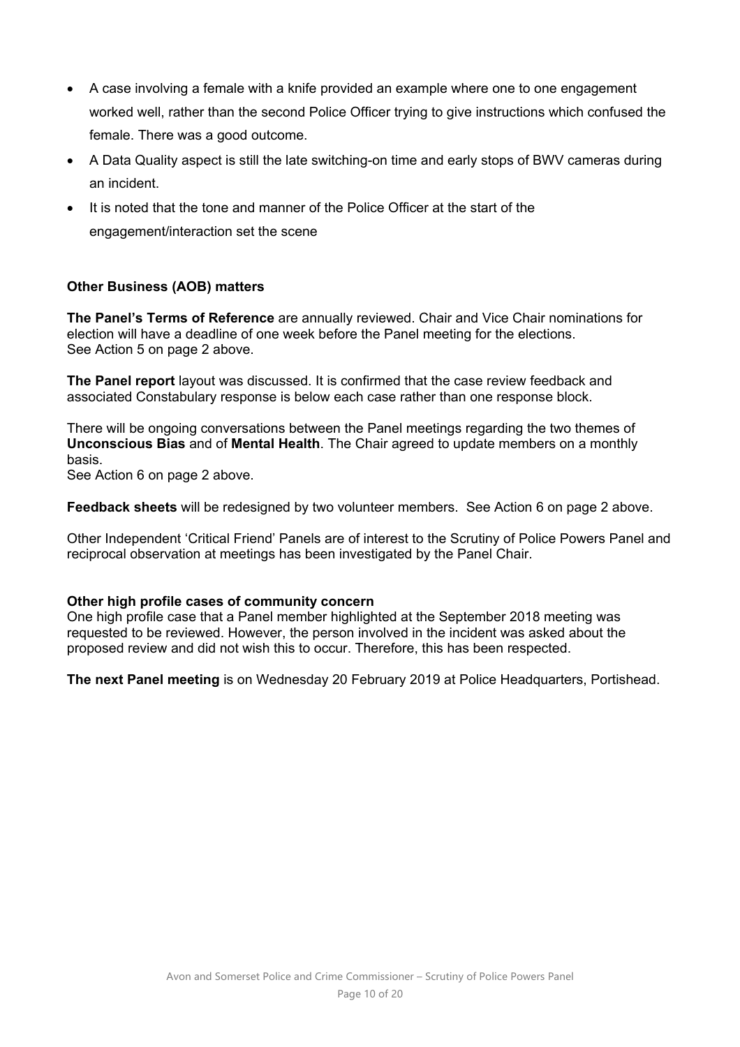- A case involving a female with a knife provided an example where one to one engagement worked well, rather than the second Police Officer trying to give instructions which confused the female. There was a good outcome.
- A Data Quality aspect is still the late switching-on time and early stops of BWV cameras during an incident.
- It is noted that the tone and manner of the Police Officer at the start of the engagement/interaction set the scene

**Other Business (AOB) matters**

**The Panel's Terms of Reference** are annually reviewed. Chair and Vice Chair nominations for election will have a deadline of one week before the Panel meeting for the elections.
See Action 5 on page 2 above.

**The Panel report** layout was discussed. It is confirmed that the case review feedback and associated Constabulary response is below each case rather than one response block.

There will be ongoing conversations between the Panel meetings regarding the two themes of **Unconscious Bias** and of **Mental Health**. The Chair agreed to update members on a monthly basis.
See Action 6 on page 2 above.

**Feedback sheets** will be redesigned by two volunteer members. See Action 6 on page 2 above.

Other Independent 'Critical Friend' Panels are of interest to the Scrutiny of Police Powers Panel and reciprocal observation at meetings has been investigated by the Panel Chair.

**Other high profile cases of community concern**
One high profile case that a Panel member highlighted at the September 2018 meeting was requested to be reviewed. However, the person involved in the incident was asked about the proposed review and did not wish this to occur. Therefore, this has been respected.

**The next Panel meeting** is on Wednesday 20 February 2019 at Police Headquarters, Portishead.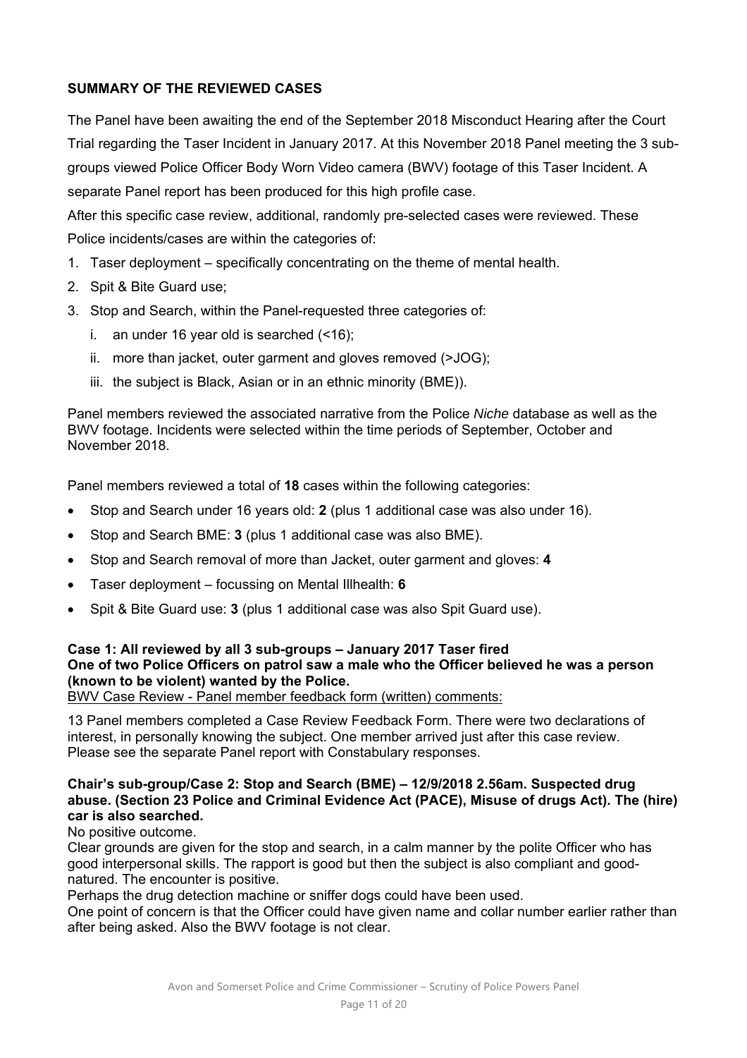**SUMMARY OF THE REVIEWED CASES**

The Panel have been awaiting the end of the September 2018 Misconduct Hearing after the Court Trial regarding the Taser Incident in January 2017. At this November 2018 Panel meeting the 3 sub-groups viewed Police Officer Body Worn Video camera (BWV) footage of this Taser Incident. A separate Panel report has been produced for this high profile case.

After this specific case review, additional, randomly pre-selected cases were reviewed. These Police incidents/cases are within the categories of:

1. Taser deployment – specifically concentrating on the theme of mental health.
2. Spit & Bite Guard use;
3. Stop and Search, within the Panel-requested three categories of:
   i. an under 16 year old is searched (<16);
   ii. more than jacket, outer garment and gloves removed (>JOG);
   iii. the subject is Black, Asian or in an ethnic minority (BME)).

Panel members reviewed the associated narrative from the Police *Niche* database as well as the BWV footage. Incidents were selected within the time periods of September, October and November 2018.

Panel members reviewed a total of **18** cases within the following categories:

- Stop and Search under 16 years old: **2** (plus 1 additional case was also under 16).
- Stop and Search BME: **3** (plus 1 additional case was also BME).
- Stop and Search removal of more than Jacket, outer garment and gloves: **4**
- Taser deployment – focussing on Mental Illhealth: **6**
- Spit & Bite Guard use: **3** (plus 1 additional case was also Spit Guard use).

**Case 1: All reviewed by all 3 sub-groups – January 2017 Taser fired**
**One of two Police Officers on patrol saw a male who the Officer believed he was a person (known to be violent) wanted by the Police.**

BWV Case Review - Panel member feedback form (written) comments:

13 Panel members completed a Case Review Feedback Form. There were two declarations of interest, in personally knowing the subject. One member arrived just after this case review. Please see the separate Panel report with Constabulary responses.

**Chair's sub-group/Case 2: Stop and Search (BME) – 12/9/2018 2.56am. Suspected drug abuse. (Section 23 Police and Criminal Evidence Act (PACE), Misuse of drugs Act). The (hire) car is also searched.**

No positive outcome.

Clear grounds are given for the stop and search, in a calm manner by the polite Officer who has good interpersonal skills. The rapport is good but then the subject is also compliant and good-natured. The encounter is positive.

Perhaps the drug detection machine or sniffer dogs could have been used.

One point of concern is that the Officer could have given name and collar number earlier rather than after being asked. Also the BWV footage is not clear.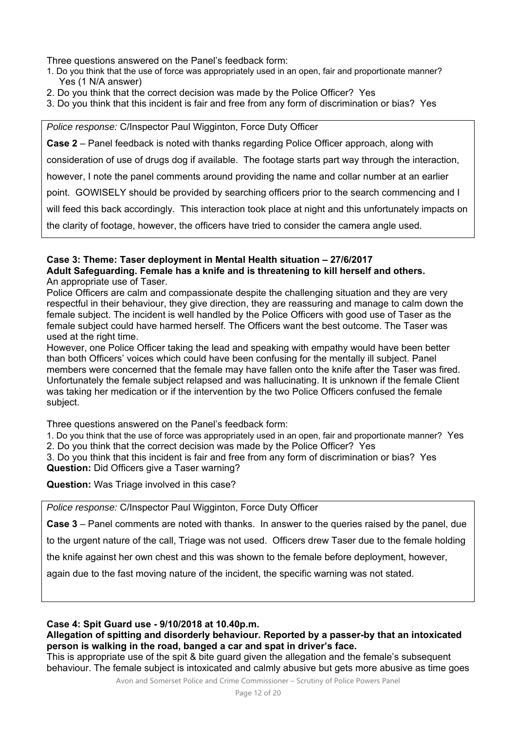Three questions answered on the Panel's feedback form:

1. Do you think that the use of force was appropriately used in an open, fair and proportionate manner? Yes (1 N/A answer)
2. Do you think that the correct decision was made by the Police Officer? Yes
3. Do you think that this incident is fair and free from any form of discrimination or bias? Yes

*Police response:* C/Inspector Paul Wigginton, Force Duty Officer

**Case 2** – Panel feedback is noted with thanks regarding Police Officer approach, along with consideration of use of drugs dog if available. The footage starts part way through the interaction, however, I note the panel comments around providing the name and collar number at an earlier point. GOWISELY should be provided by searching officers prior to the search commencing and I will feed this back accordingly. This interaction took place at night and this unfortunately impacts on the clarity of footage, however, the officers have tried to consider the camera angle used.

**Case 3: Theme: Taser deployment in Mental Health situation – 27/6/2017**
**Adult Safeguarding. Female has a knife and is threatening to kill herself and others.**

An appropriate use of Taser.

Police Officers are calm and compassionate despite the challenging situation and they are very respectful in their behaviour, they give direction, they are reassuring and manage to calm down the female subject. The incident is well handled by the Police Officers with good use of Taser as the female subject could have harmed herself. The Officers want the best outcome. The Taser was used at the right time.

However, one Police Officer taking the lead and speaking with empathy would have been better than both Officers' voices which could have been confusing for the mentally ill subject. Panel members were concerned that the female may have fallen onto the knife after the Taser was fired. Unfortunately the female subject relapsed and was hallucinating. It is unknown if the female Client was taking her medication or if the intervention by the two Police Officers confused the female subject.

Three questions answered on the Panel's feedback form:

1. Do you think that the use of force was appropriately used in an open, fair and proportionate manner? Yes
2. Do you think that the correct decision was made by the Police Officer? Yes
3. Do you think that this incident is fair and free from any form of discrimination or bias? Yes

**Question:** Did Officers give a Taser warning?

**Question:** Was Triage involved in this case?

*Police response:* C/Inspector Paul Wigginton, Force Duty Officer

**Case 3** – Panel comments are noted with thanks. In answer to the queries raised by the panel, due to the urgent nature of the call, Triage was not used. Officers drew Taser due to the female holding the knife against her own chest and this was shown to the female before deployment, however, again due to the fast moving nature of the incident, the specific warning was not stated.

**Case 4: Spit Guard use - 9/10/2018 at 10.40p.m.**
**Allegation of spitting and disorderly behaviour. Reported by a passer-by that an intoxicated person is walking in the road, banged a car and spat in driver's face.**

This is appropriate use of the spit & bite guard given the allegation and the female's subsequent behaviour. The female subject is intoxicated and calmly abusive but gets more abusive as time goes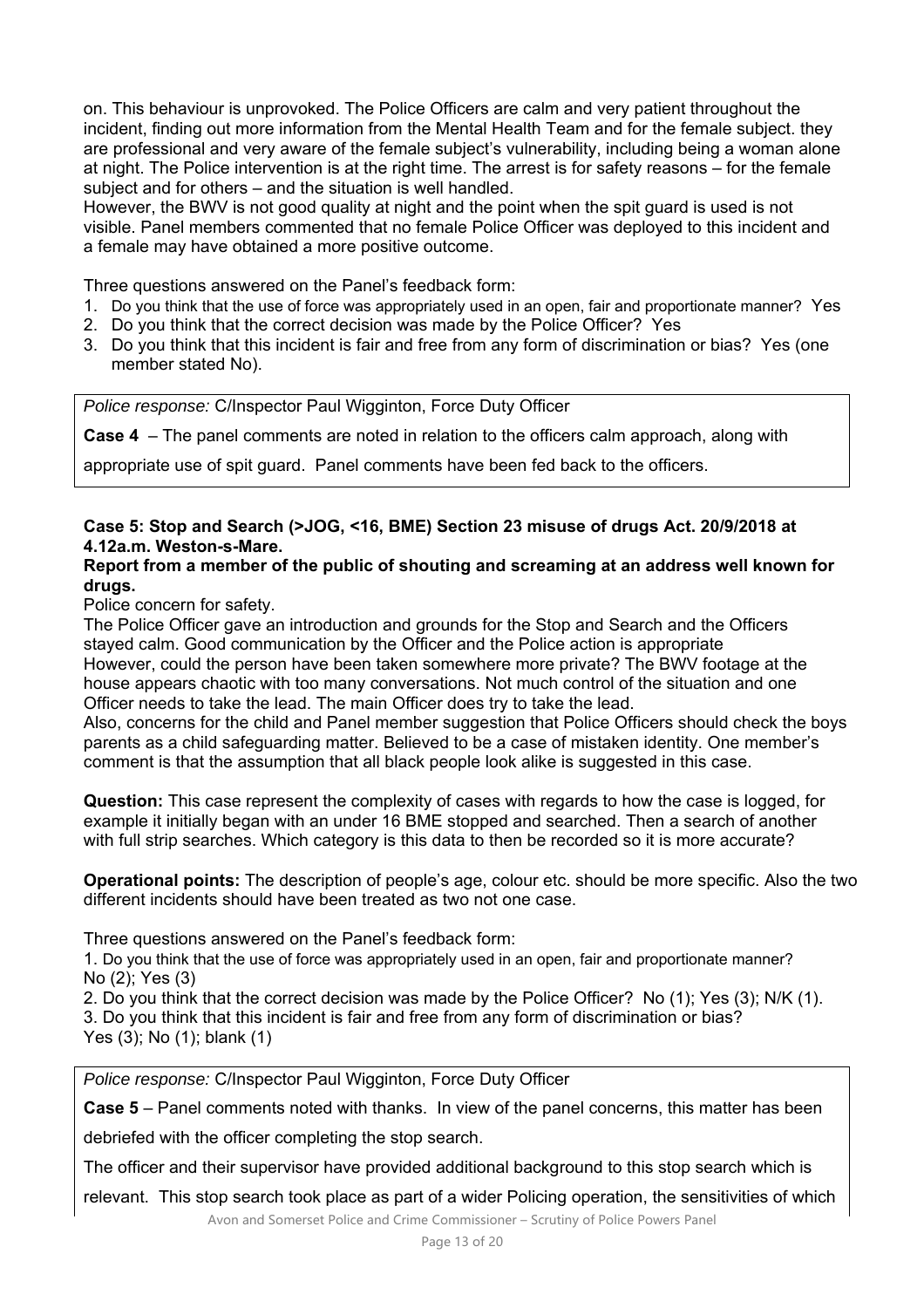on. This behaviour is unprovoked. The Police Officers are calm and very patient throughout the incident, finding out more information from the Mental Health Team and for the female subject. they are professional and very aware of the female subject's vulnerability, including being a woman alone at night. The Police intervention is at the right time. The arrest is for safety reasons – for the female subject and for others – and the situation is well handled.

However, the BWV is not good quality at night and the point when the spit guard is used is not visible. Panel members commented that no female Police Officer was deployed to this incident and a female may have obtained a more positive outcome.

Three questions answered on the Panel's feedback form:

1. Do you think that the use of force was appropriately used in an open, fair and proportionate manner? Yes
2. Do you think that the correct decision was made by the Police Officer? Yes
3. Do you think that this incident is fair and free from any form of discrimination or bias? Yes (one member stated No).

*Police response:* C/Inspector Paul Wigginton, Force Duty Officer

**Case 4** – The panel comments are noted in relation to the officers calm approach, along with appropriate use of spit guard. Panel comments have been fed back to the officers.

**Case 5: Stop and Search (>JOG, <16, BME) Section 23 misuse of drugs Act. 20/9/2018 at 4.12a.m. Weston-s-Mare.**

**Report from a member of the public of shouting and screaming at an address well known for drugs.**

Police concern for safety.

The Police Officer gave an introduction and grounds for the Stop and Search and the Officers stayed calm. Good communication by the Officer and the Police action is appropriate

However, could the person have been taken somewhere more private? The BWV footage at the house appears chaotic with too many conversations. Not much control of the situation and one Officer needs to take the lead. The main Officer does try to take the lead.

Also, concerns for the child and Panel member suggestion that Police Officers should check the boys parents as a child safeguarding matter. Believed to be a case of mistaken identity. One member's comment is that the assumption that all black people look alike is suggested in this case.

**Question:** This case represent the complexity of cases with regards to how the case is logged, for example it initially began with an under 16 BME stopped and searched. Then a search of another with full strip searches. Which category is this data to then be recorded so it is more accurate?

**Operational points:** The description of people's age, colour etc. should be more specific. Also the two different incidents should have been treated as two not one case.

Three questions answered on the Panel's feedback form:

1. Do you think that the use of force was appropriately used in an open, fair and proportionate manner?
No (2); Yes (3)
2. Do you think that the correct decision was made by the Police Officer? No (1); Yes (3); N/K (1).
3. Do you think that this incident is fair and free from any form of discrimination or bias?
Yes (3); No (1); blank (1)

*Police response:* C/Inspector Paul Wigginton, Force Duty Officer

**Case 5** – Panel comments noted with thanks. In view of the panel concerns, this matter has been debriefed with the officer completing the stop search.

The officer and their supervisor have provided additional background to this stop search which is relevant. This stop search took place as part of a wider Policing operation, the sensitivities of which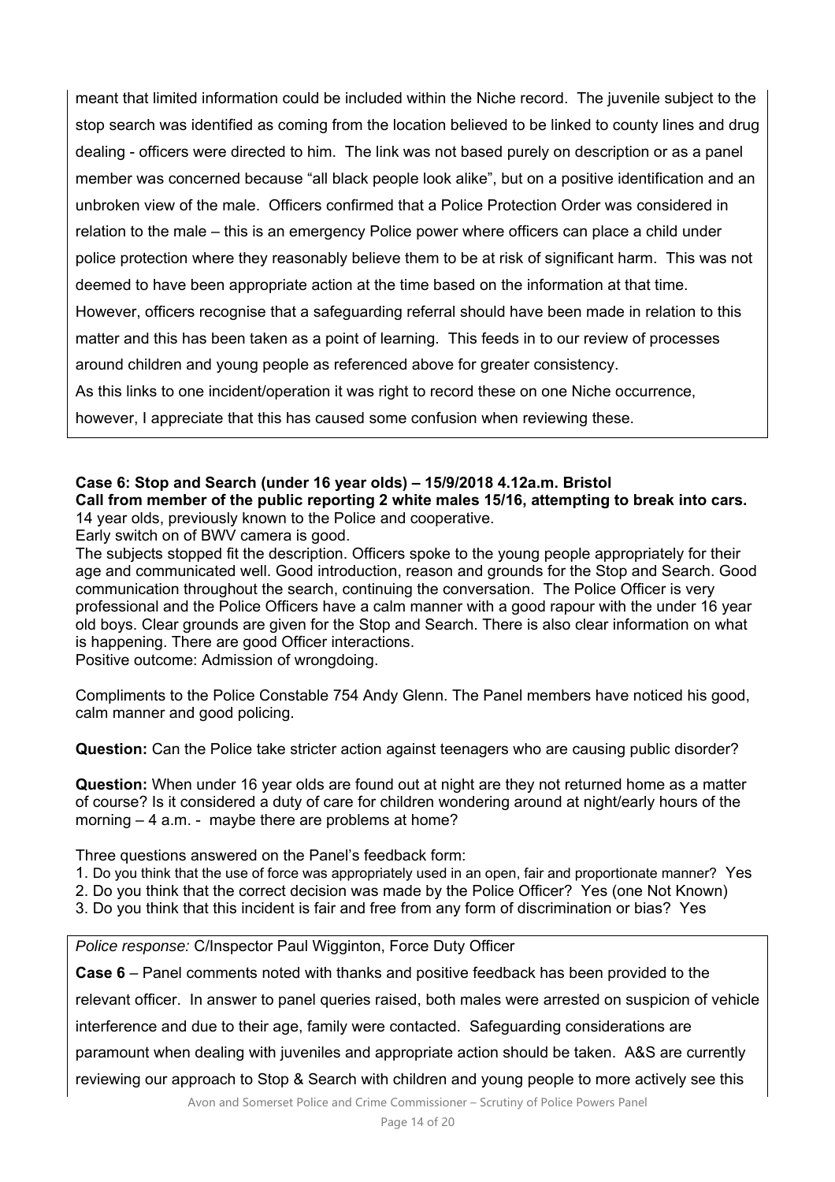meant that limited information could be included within the Niche record. The juvenile subject to the stop search was identified as coming from the location believed to be linked to county lines and drug dealing - officers were directed to him. The link was not based purely on description or as a panel member was concerned because "all black people look alike", but on a positive identification and an unbroken view of the male. Officers confirmed that a Police Protection Order was considered in relation to the male – this is an emergency Police power where officers can place a child under police protection where they reasonably believe them to be at risk of significant harm. This was not deemed to have been appropriate action at the time based on the information at that time. However, officers recognise that a safeguarding referral should have been made in relation to this matter and this has been taken as a point of learning. This feeds in to our review of processes around children and young people as referenced above for greater consistency.

As this links to one incident/operation it was right to record these on one Niche occurrence, however, I appreciate that this has caused some confusion when reviewing these.

**Case 6: Stop and Search (under 16 year olds) – 15/9/2018 4.12a.m. Bristol**
**Call from member of the public reporting 2 white males 15/16, attempting to break into cars.**
14 year olds, previously known to the Police and cooperative.
Early switch on of BWV camera is good.
The subjects stopped fit the description. Officers spoke to the young people appropriately for their age and communicated well. Good introduction, reason and grounds for the Stop and Search. Good communication throughout the search, continuing the conversation. The Police Officer is very professional and the Police Officers have a calm manner with a good rapour with the under 16 year old boys. Clear grounds are given for the Stop and Search. There is also clear information on what is happening. There are good Officer interactions.
Positive outcome: Admission of wrongdoing.

Compliments to the Police Constable 754 Andy Glenn. The Panel members have noticed his good, calm manner and good policing.

**Question:** Can the Police take stricter action against teenagers who are causing public disorder?

**Question:** When under 16 year olds are found out at night are they not returned home as a matter of course? Is it considered a duty of care for children wondering around at night/early hours of the morning – 4 a.m. - maybe there are problems at home?

Three questions answered on the Panel's feedback form:

1. Do you think that the use of force was appropriately used in an open, fair and proportionate manner? Yes
2. Do you think that the correct decision was made by the Police Officer? Yes (one Not Known)
3. Do you think that this incident is fair and free from any form of discrimination or bias? Yes

*Police response:* C/Inspector Paul Wigginton, Force Duty Officer

**Case 6** – Panel comments noted with thanks and positive feedback has been provided to the relevant officer. In answer to panel queries raised, both males were arrested on suspicion of vehicle interference and due to their age, family were contacted. Safeguarding considerations are paramount when dealing with juveniles and appropriate action should be taken. A&S are currently reviewing our approach to Stop & Search with children and young people to more actively see this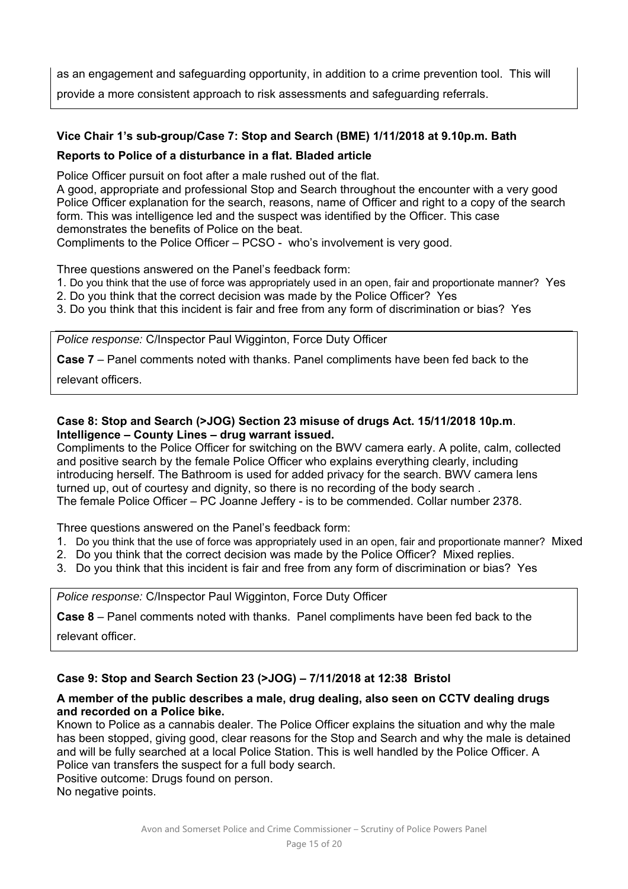as an engagement and safeguarding opportunity, in addition to a crime prevention tool. This will provide a more consistent approach to risk assessments and safeguarding referrals.

**Vice Chair 1's sub-group/Case 7: Stop and Search (BME) 1/11/2018 at 9.10p.m. Bath**

**Reports to Police of a disturbance in a flat. Bladed article**

Police Officer pursuit on foot after a male rushed out of the flat.
A good, appropriate and professional Stop and Search throughout the encounter with a very good Police Officer explanation for the search, reasons, name of Officer and right to a copy of the search form. This was intelligence led and the suspect was identified by the Officer. This case demonstrates the benefits of Police on the beat.
Compliments to the Police Officer – PCSO - who's involvement is very good.

Three questions answered on the Panel's feedback form:

1. Do you think that the use of force was appropriately used in an open, fair and proportionate manner? Yes
2. Do you think that the correct decision was made by the Police Officer? Yes
3. Do you think that this incident is fair and free from any form of discrimination or bias? Yes

*Police response:* C/Inspector Paul Wigginton, Force Duty Officer

**Case 7** – Panel comments noted with thanks. Panel compliments have been fed back to the relevant officers.

**Case 8: Stop and Search (>JOG) Section 23 misuse of drugs Act. 15/11/2018 10p.m. Intelligence – County Lines – drug warrant issued.**

Compliments to the Police Officer for switching on the BWV camera early. A polite, calm, collected and positive search by the female Police Officer who explains everything clearly, including introducing herself. The Bathroom is used for added privacy for the search. BWV camera lens turned up, out of courtesy and dignity, so there is no recording of the body search .
The female Police Officer – PC Joanne Jeffery - is to be commended. Collar number 2378.

Three questions answered on the Panel's feedback form:

1. Do you think that the use of force was appropriately used in an open, fair and proportionate manner? Mixed
2. Do you think that the correct decision was made by the Police Officer? Mixed replies.
3. Do you think that this incident is fair and free from any form of discrimination or bias? Yes

*Police response:* C/Inspector Paul Wigginton, Force Duty Officer

**Case 8** – Panel comments noted with thanks. Panel compliments have been fed back to the relevant officer.

**Case 9: Stop and Search Section 23 (>JOG) – 7/11/2018 at 12:38 Bristol**

**A member of the public describes a male, drug dealing, also seen on CCTV dealing drugs and recorded on a Police bike.**

Known to Police as a cannabis dealer. The Police Officer explains the situation and why the male has been stopped, giving good, clear reasons for the Stop and Search and why the male is detained and will be fully searched at a local Police Station. This is well handled by the Police Officer. A Police van transfers the suspect for a full body search.
Positive outcome: Drugs found on person.
No negative points.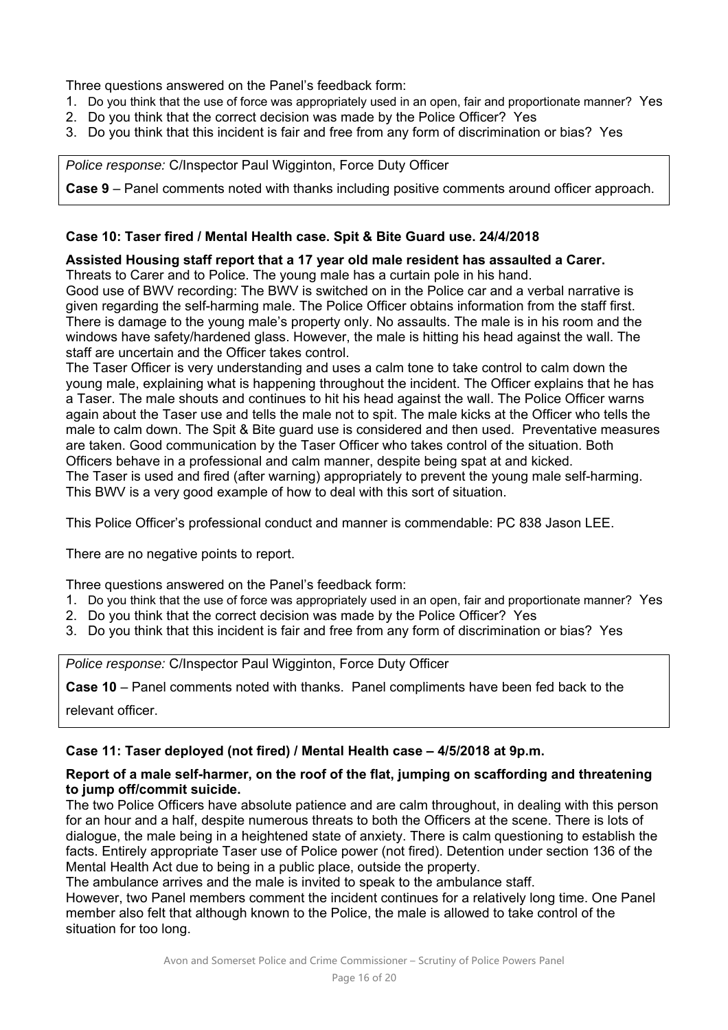Three questions answered on the Panel's feedback form:

1. Do you think that the use of force was appropriately used in an open, fair and proportionate manner? Yes
2. Do you think that the correct decision was made by the Police Officer? Yes
3. Do you think that this incident is fair and free from any form of discrimination or bias? Yes

*Police response:* C/Inspector Paul Wigginton, Force Duty Officer

**Case 9** – Panel comments noted with thanks including positive comments around officer approach.

**Case 10: Taser fired / Mental Health case. Spit & Bite Guard use. 24/4/2018**

**Assisted Housing staff report that a 17 year old male resident has assaulted a Carer.**

Threats to Carer and to Police. The young male has a curtain pole in his hand.

Good use of BWV recording: The BWV is switched on in the Police car and a verbal narrative is given regarding the self-harming male. The Police Officer obtains information from the staff first. There is damage to the young male's property only. No assaults. The male is in his room and the windows have safety/hardened glass. However, the male is hitting his head against the wall. The staff are uncertain and the Officer takes control.

The Taser Officer is very understanding and uses a calm tone to take control to calm down the young male, explaining what is happening throughout the incident. The Officer explains that he has a Taser. The male shouts and continues to hit his head against the wall. The Police Officer warns again about the Taser use and tells the male not to spit. The male kicks at the Officer who tells the male to calm down. The Spit & Bite guard use is considered and then used. Preventative measures are taken. Good communication by the Taser Officer who takes control of the situation. Both Officers behave in a professional and calm manner, despite being spat at and kicked.

The Taser is used and fired (after warning) appropriately to prevent the young male self-harming. This BWV is a very good example of how to deal with this sort of situation.

This Police Officer's professional conduct and manner is commendable: PC 838 Jason LEE.

There are no negative points to report.

Three questions answered on the Panel's feedback form:

1. Do you think that the use of force was appropriately used in an open, fair and proportionate manner? Yes
2. Do you think that the correct decision was made by the Police Officer? Yes
3. Do you think that this incident is fair and free from any form of discrimination or bias? Yes

*Police response:* C/Inspector Paul Wigginton, Force Duty Officer

**Case 10** – Panel comments noted with thanks. Panel compliments have been fed back to the relevant officer.

**Case 11: Taser deployed (not fired) / Mental Health case – 4/5/2018 at 9p.m.**

**Report of a male self-harmer, on the roof of the flat, jumping on scaffording and threatening to jump off/commit suicide.**

The two Police Officers have absolute patience and are calm throughout, in dealing with this person for an hour and a half, despite numerous threats to both the Officers at the scene. There is lots of dialogue, the male being in a heightened state of anxiety. There is calm questioning to establish the facts. Entirely appropriate Taser use of Police power (not fired). Detention under section 136 of the Mental Health Act due to being in a public place, outside the property.

The ambulance arrives and the male is invited to speak to the ambulance staff.

However, two Panel members comment the incident continues for a relatively long time. One Panel member also felt that although known to the Police, the male is allowed to take control of the situation for too long.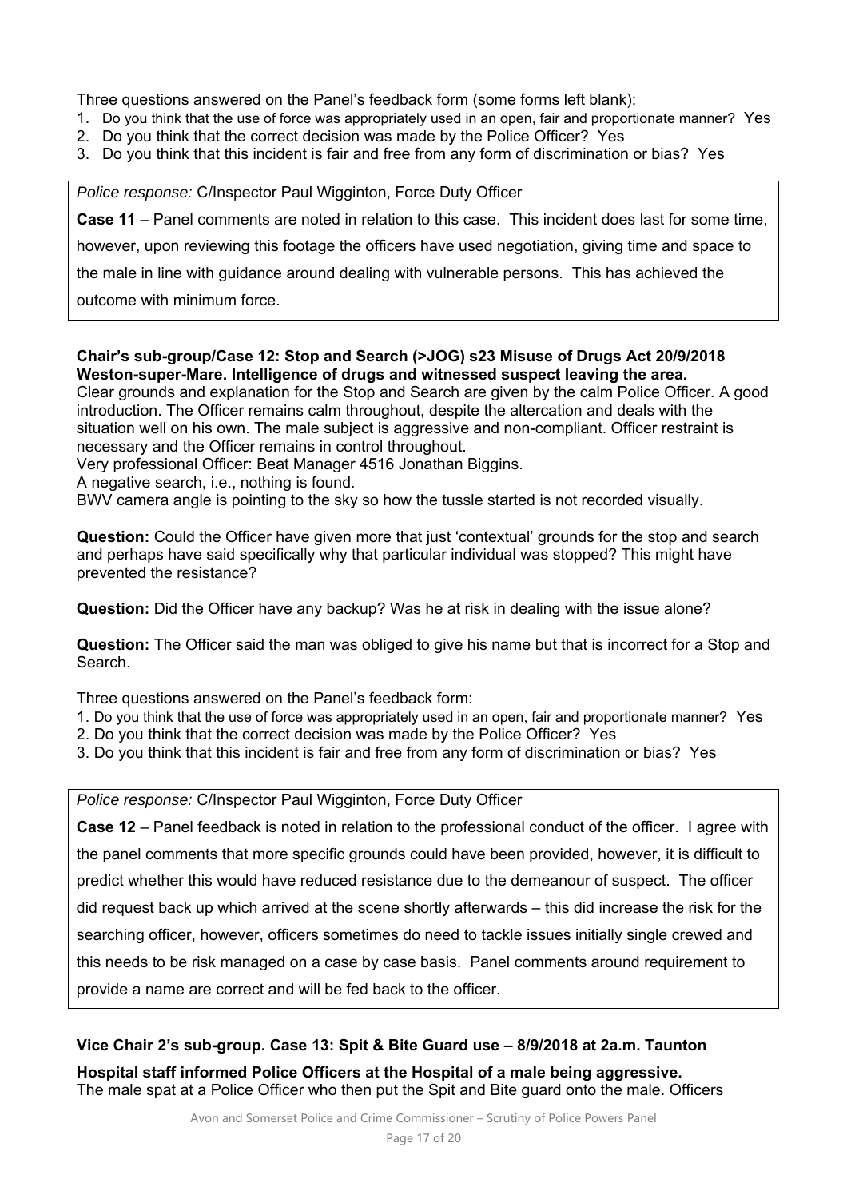Three questions answered on the Panel's feedback form (some forms left blank):

1. Do you think that the use of force was appropriately used in an open, fair and proportionate manner? Yes
2. Do you think that the correct decision was made by the Police Officer? Yes
3. Do you think that this incident is fair and free from any form of discrimination or bias? Yes

> *Police response:* C/Inspector Paul Wigginton, Force Duty Officer
>
> **Case 11** – Panel comments are noted in relation to this case. This incident does last for some time, however, upon reviewing this footage the officers have used negotiation, giving time and space to the male in line with guidance around dealing with vulnerable persons. This has achieved the outcome with minimum force.

**Chair's sub-group/Case 12: Stop and Search (>JOG) s23 Misuse of Drugs Act 20/9/2018 Weston-super-Mare. Intelligence of drugs and witnessed suspect leaving the area.**

Clear grounds and explanation for the Stop and Search are given by the calm Police Officer. A good introduction. The Officer remains calm throughout, despite the altercation and deals with the situation well on his own. The male subject is aggressive and non-compliant. Officer restraint is necessary and the Officer remains in control throughout.

Very professional Officer: Beat Manager 4516 Jonathan Biggins.

A negative search, i.e., nothing is found.

BWV camera angle is pointing to the sky so how the tussle started is not recorded visually.

**Question:** Could the Officer have given more that just 'contextual' grounds for the stop and search and perhaps have said specifically why that particular individual was stopped? This might have prevented the resistance?

**Question:** Did the Officer have any backup? Was he at risk in dealing with the issue alone?

**Question:** The Officer said the man was obliged to give his name but that is incorrect for a Stop and Search.

Three questions answered on the Panel's feedback form:

1. Do you think that the use of force was appropriately used in an open, fair and proportionate manner? Yes
2. Do you think that the correct decision was made by the Police Officer? Yes
3. Do you think that this incident is fair and free from any form of discrimination or bias? Yes

> *Police response:* C/Inspector Paul Wigginton, Force Duty Officer
>
> **Case 12** – Panel feedback is noted in relation to the professional conduct of the officer. I agree with the panel comments that more specific grounds could have been provided, however, it is difficult to predict whether this would have reduced resistance due to the demeanour of suspect. The officer did request back up which arrived at the scene shortly afterwards – this did increase the risk for the searching officer, however, officers sometimes do need to tackle issues initially single crewed and this needs to be risk managed on a case by case basis. Panel comments around requirement to provide a name are correct and will be fed back to the officer.

**Vice Chair 2's sub-group. Case 13: Spit & Bite Guard use – 8/9/2018 at 2a.m. Taunton**

**Hospital staff informed Police Officers at the Hospital of a male being aggressive.**

The male spat at a Police Officer who then put the Spit and Bite guard onto the male. Officers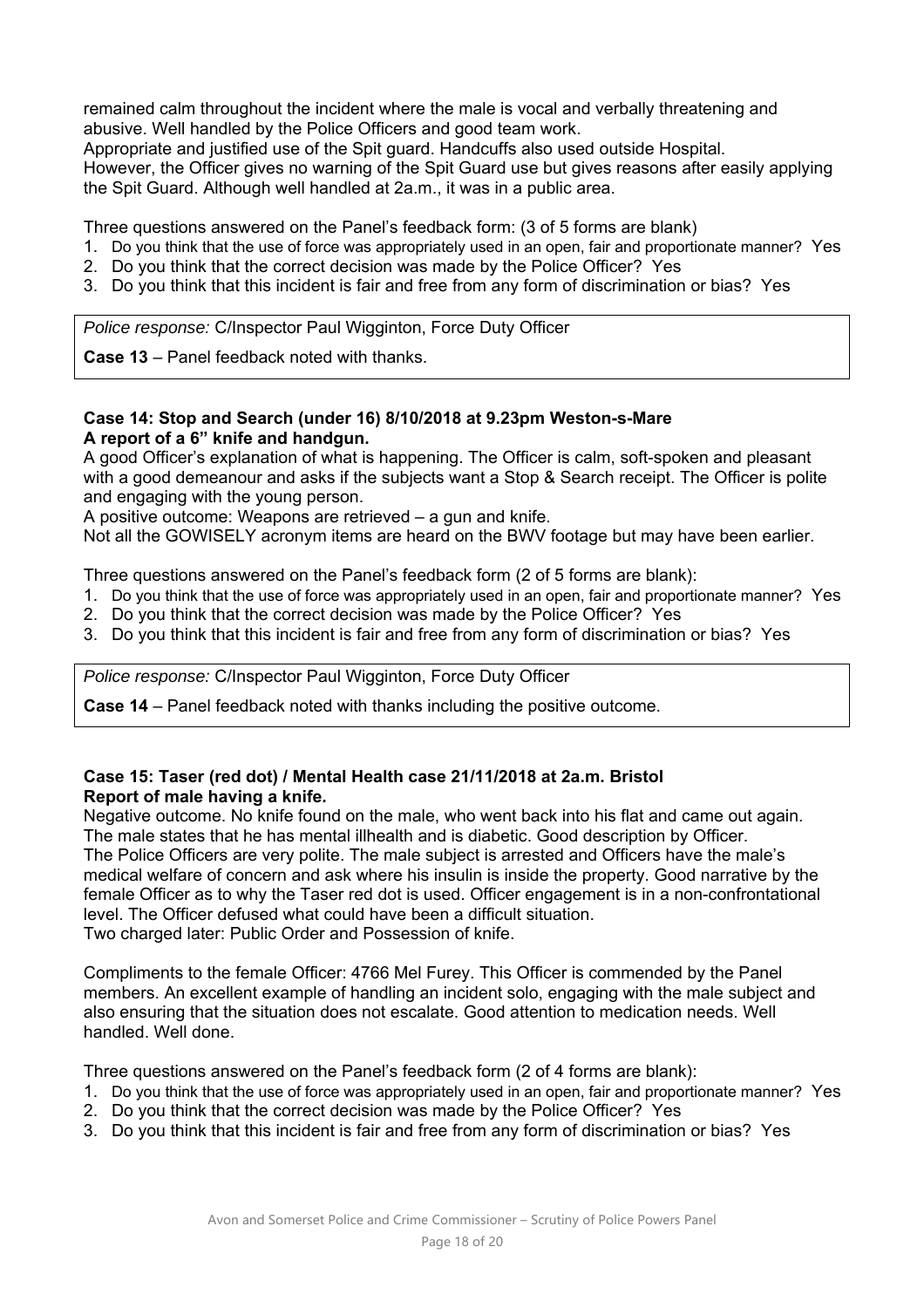remained calm throughout the incident where the male is vocal and verbally threatening and abusive. Well handled by the Police Officers and good team work.
Appropriate and justified use of the Spit guard. Handcuffs also used outside Hospital.
However, the Officer gives no warning of the Spit Guard use but gives reasons after easily applying the Spit Guard. Although well handled at 2a.m., it was in a public area.

Three questions answered on the Panel's feedback form: (3 of 5 forms are blank)

1. Do you think that the use of force was appropriately used in an open, fair and proportionate manner? Yes
2. Do you think that the correct decision was made by the Police Officer? Yes
3. Do you think that this incident is fair and free from any form of discrimination or bias? Yes

> *Police response:* C/Inspector Paul Wigginton, Force Duty Officer
>
> **Case 13** – Panel feedback noted with thanks.

**Case 14: Stop and Search (under 16) 8/10/2018 at 9.23pm Weston-s-Mare**
**A report of a 6" knife and handgun.**
A good Officer's explanation of what is happening. The Officer is calm, soft-spoken and pleasant with a good demeanour and asks if the subjects want a Stop & Search receipt. The Officer is polite and engaging with the young person.
A positive outcome: Weapons are retrieved – a gun and knife.
Not all the GOWISELY acronym items are heard on the BWV footage but may have been earlier.

Three questions answered on the Panel's feedback form (2 of 5 forms are blank):

1. Do you think that the use of force was appropriately used in an open, fair and proportionate manner? Yes
2. Do you think that the correct decision was made by the Police Officer? Yes
3. Do you think that this incident is fair and free from any form of discrimination or bias? Yes

> *Police response:* C/Inspector Paul Wigginton, Force Duty Officer
>
> **Case 14** – Panel feedback noted with thanks including the positive outcome.

**Case 15: Taser (red dot) / Mental Health case 21/11/2018 at 2a.m. Bristol**
**Report of male having a knife.**
Negative outcome. No knife found on the male, who went back into his flat and came out again. The male states that he has mental illhealth and is diabetic. Good description by Officer.
The Police Officers are very polite. The male subject is arrested and Officers have the male's medical welfare of concern and ask where his insulin is inside the property. Good narrative by the female Officer as to why the Taser red dot is used. Officer engagement is in a non-confrontational level. The Officer defused what could have been a difficult situation.
Two charged later: Public Order and Possession of knife.

Compliments to the female Officer: 4766 Mel Furey. This Officer is commended by the Panel members. An excellent example of handling an incident solo, engaging with the male subject and also ensuring that the situation does not escalate. Good attention to medication needs. Well handled. Well done.

Three questions answered on the Panel's feedback form (2 of 4 forms are blank):

1. Do you think that the use of force was appropriately used in an open, fair and proportionate manner? Yes
2. Do you think that the correct decision was made by the Police Officer? Yes
3. Do you think that this incident is fair and free from any form of discrimination or bias? Yes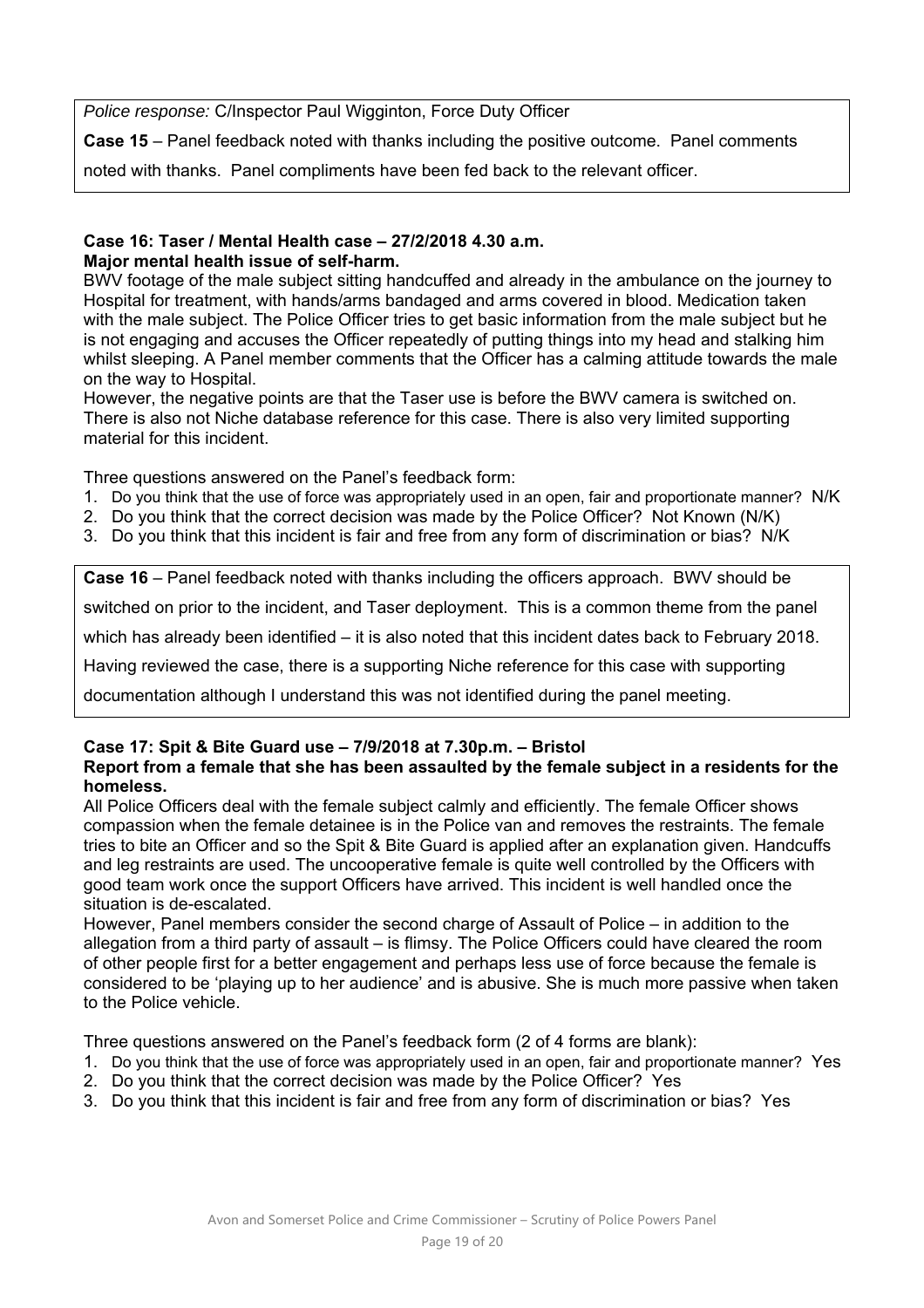*Police response:* C/Inspector Paul Wigginton, Force Duty Officer

**Case 15** – Panel feedback noted with thanks including the positive outcome. Panel comments noted with thanks. Panel compliments have been fed back to the relevant officer.

**Case 16: Taser / Mental Health case – 27/2/2018 4.30 a.m.**
**Major mental health issue of self-harm.**

BWV footage of the male subject sitting handcuffed and already in the ambulance on the journey to Hospital for treatment, with hands/arms bandaged and arms covered in blood. Medication taken with the male subject. The Police Officer tries to get basic information from the male subject but he is not engaging and accuses the Officer repeatedly of putting things into my head and stalking him whilst sleeping. A Panel member comments that the Officer has a calming attitude towards the male on the way to Hospital.

However, the negative points are that the Taser use is before the BWV camera is switched on. There is also not Niche database reference for this case. There is also very limited supporting material for this incident.

Three questions answered on the Panel's feedback form:

1. Do you think that the use of force was appropriately used in an open, fair and proportionate manner? N/K
2. Do you think that the correct decision was made by the Police Officer? Not Known (N/K)
3. Do you think that this incident is fair and free from any form of discrimination or bias? N/K

**Case 16** – Panel feedback noted with thanks including the officers approach. BWV should be switched on prior to the incident, and Taser deployment. This is a common theme from the panel which has already been identified – it is also noted that this incident dates back to February 2018. Having reviewed the case, there is a supporting Niche reference for this case with supporting documentation although I understand this was not identified during the panel meeting.

**Case 17: Spit & Bite Guard use – 7/9/2018 at 7.30p.m. – Bristol**
**Report from a female that she has been assaulted by the female subject in a residents for the homeless.**

All Police Officers deal with the female subject calmly and efficiently. The female Officer shows compassion when the female detainee is in the Police van and removes the restraints. The female tries to bite an Officer and so the Spit & Bite Guard is applied after an explanation given. Handcuffs and leg restraints are used. The uncooperative female is quite well controlled by the Officers with good team work once the support Officers have arrived. This incident is well handled once the situation is de-escalated.

However, Panel members consider the second charge of Assault of Police – in addition to the allegation from a third party of assault – is flimsy. The Police Officers could have cleared the room of other people first for a better engagement and perhaps less use of force because the female is considered to be 'playing up to her audience' and is abusive. She is much more passive when taken to the Police vehicle.

Three questions answered on the Panel's feedback form (2 of 4 forms are blank):

1. Do you think that the use of force was appropriately used in an open, fair and proportionate manner? Yes
2. Do you think that the correct decision was made by the Police Officer? Yes
3. Do you think that this incident is fair and free from any form of discrimination or bias? Yes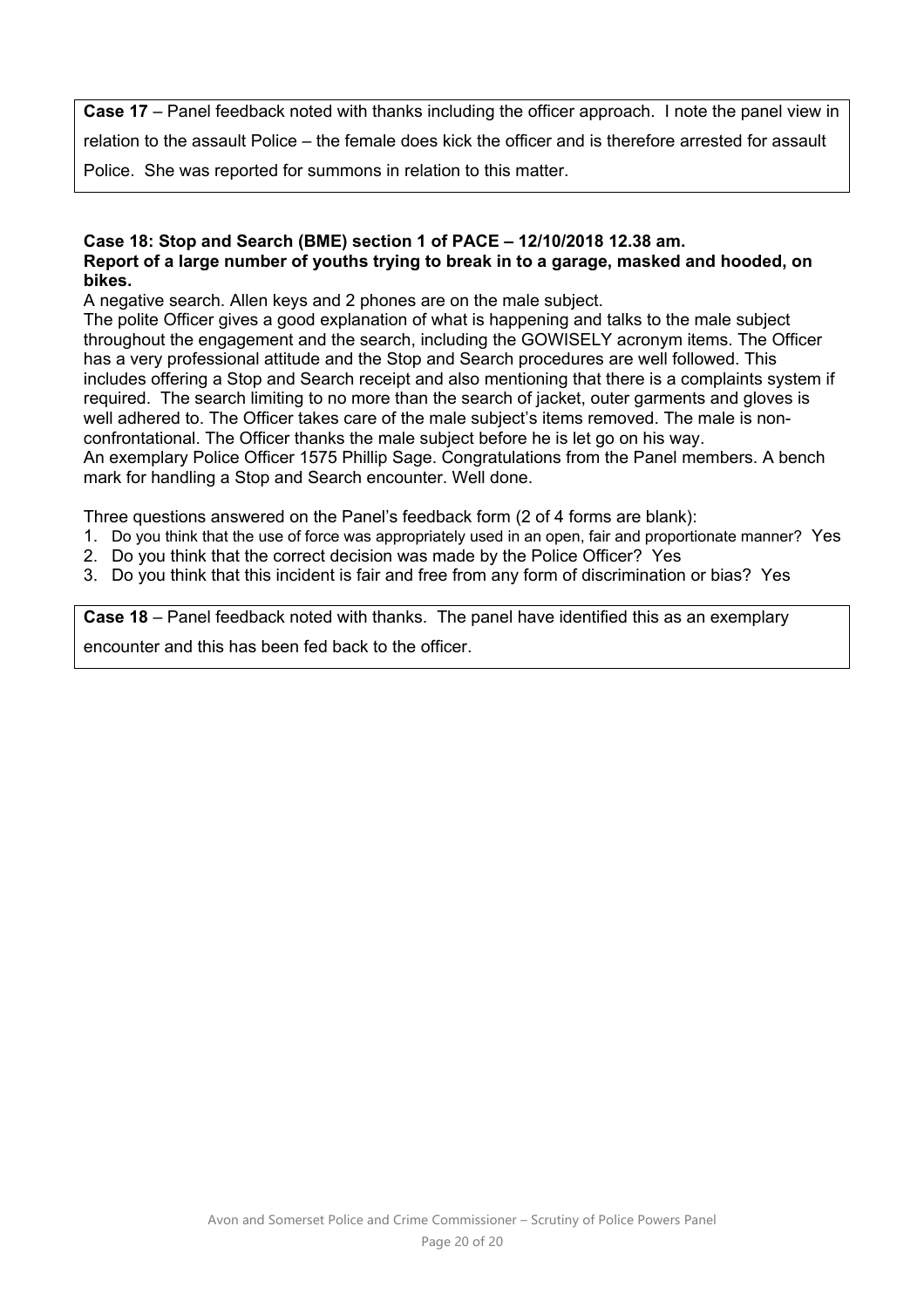**Case 17** – Panel feedback noted with thanks including the officer approach. I note the panel view in relation to the assault Police – the female does kick the officer and is therefore arrested for assault Police. She was reported for summons in relation to this matter.

**Case 18: Stop and Search (BME) section 1 of PACE – 12/10/2018 12.38 am.**
**Report of a large number of youths trying to break in to a garage, masked and hooded, on bikes.**

A negative search. Allen keys and 2 phones are on the male subject.
The polite Officer gives a good explanation of what is happening and talks to the male subject throughout the engagement and the search, including the GOWISELY acronym items. The Officer has a very professional attitude and the Stop and Search procedures are well followed. This includes offering a Stop and Search receipt and also mentioning that there is a complaints system if required. The search limiting to no more than the search of jacket, outer garments and gloves is well adhered to. The Officer takes care of the male subject's items removed. The male is non-confrontational. The Officer thanks the male subject before he is let go on his way.
An exemplary Police Officer 1575 Phillip Sage. Congratulations from the Panel members. A bench mark for handling a Stop and Search encounter. Well done.

Three questions answered on the Panel's feedback form (2 of 4 forms are blank):

1. Do you think that the use of force was appropriately used in an open, fair and proportionate manner? Yes
2. Do you think that the correct decision was made by the Police Officer? Yes
3. Do you think that this incident is fair and free from any form of discrimination or bias? Yes

**Case 18** – Panel feedback noted with thanks. The panel have identified this as an exemplary encounter and this has been fed back to the officer.